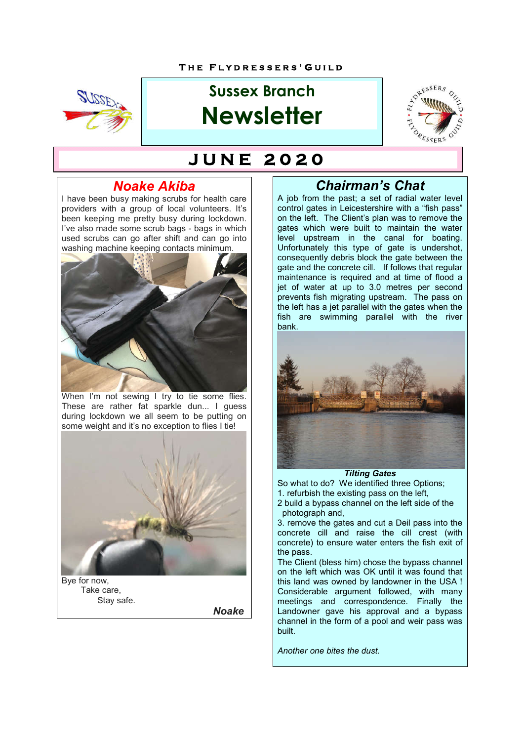THE FLYDRESSERS' GUILD

# Sussex Branch Newsletter

## JUNE 2020

## Noake Akiba

I have been busy making scrubs for health care providers with a group of local volunteers. It's been keeping me pretty busy during lockdown. I've also made some scrub bags - bags in which used scrubs can go after shift and can go into washing machine keeping contacts minimum.

When I'm not sewing I try to tie some flies. These are rather fat sparkle dun... I guess during lockdown we all seem to be putting on some weight and it's no exception to flies I tie!

Bye for now,
Take care,
Stay safe.

***Noake***

## Chairman's Chat

A job from the past; a set of radial water level control gates in Leicestershire with a "fish pass" on the left. The Client's plan was to remove the gates which were built to maintain the water level upstream in the canal for boating. Unfortunately this type of gate is undershot, consequently debris block the gate between the gate and the concrete cill. If follows that regular maintenance is required and at time of flood a jet of water at up to 3.0 metres per second prevents fish migrating upstream. The pass on the left has a jet parallel with the gates when the fish are swimming parallel with the river bank.

***Tilting Gates***

So what to do? We identified three Options;

1. refurbish the existing pass on the left,
2. build a bypass channel on the left side of the photograph and,
3. remove the gates and cut a Deil pass into the concrete cill and raise the cill crest (with concrete) to ensure water enters the fish exit of the pass.

The Client (bless him) chose the bypass channel on the left which was OK until it was found that this land was owned by landowner in the USA ! Considerable argument followed, with many meetings and correspondence. Finally the Landowner gave his approval and a bypass channel in the form of a pool and weir pass was built.

*Another one bites the dust.*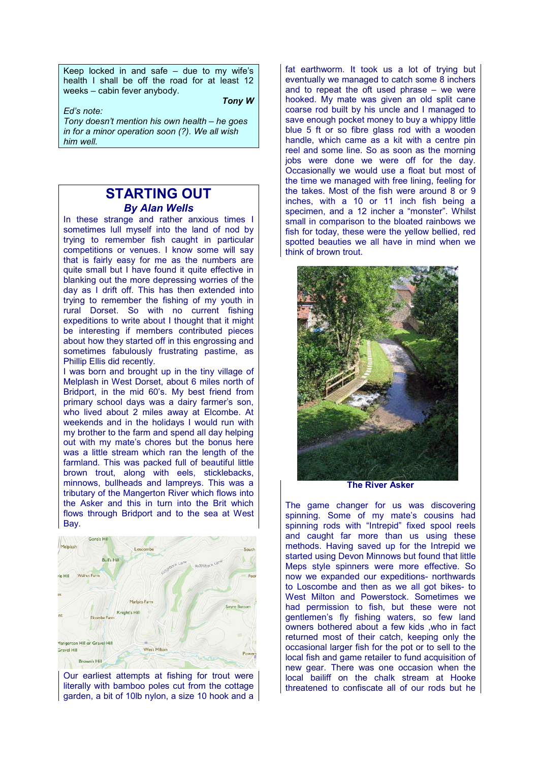Keep locked in and safe – due to my wife's health I shall be off the road for at least 12 weeks – cabin fever anybody.

***Tony W***

*Ed's note:*
*Tony doesn't mention his own health – he goes in for a minor operation soon (?). We all wish him well.*

# STARTING OUT

### *By Alan Wells*

In these strange and rather anxious times I sometimes lull myself into the land of nod by trying to remember fish caught in particular competitions or venues. I know some will say that is fairly easy for me as the numbers are quite small but I have found it quite effective in blanking out the more depressing worries of the day as I drift off. This has then extended into trying to remember the fishing of my youth in rural Dorset. So with no current fishing expeditions to write about I thought that it might be interesting if members contributed pieces about how they started off in this engrossing and sometimes fabulously frustrating pastime, as Phillip Ellis did recently.

I was born and brought up in the tiny village of Melplash in West Dorset, about 6 miles north of Bridport, in the mid 60's. My best friend from primary school days was a dairy farmer's son, who lived about 2 miles away at Elcombe. At weekends and in the holidays I would run with my brother to the farm and spend all day helping out with my mate's chores but the bonus here was a little stream which ran the length of the farmland. This was packed full of beautiful little brown trout, along with eels, sticklebacks, minnows, bullheads and lampreys. This was a tributary of the Mangerton River which flows into the Asker and this in turn into the Brit which flows through Bridport and to the sea at West Bay.

Our earliest attempts at fishing for trout were literally with bamboo poles cut from the cottage garden, a bit of 10lb nylon, a size 10 hook and a fat earthworm. It took us a lot of trying but eventually we managed to catch some 8 inchers and to repeat the oft used phrase – we were hooked. My mate was given an old split cane coarse rod built by his uncle and I managed to save enough pocket money to buy a whippy little blue 5 ft or so fibre glass rod with a wooden handle, which came as a kit with a centre pin reel and some line. So as soon as the morning jobs were done we were off for the day. Occasionally we would use a float but most of the time we managed with free lining, feeling for the takes. Most of the fish were around 8 or 9 inches, with a 10 or 11 inch fish being a specimen, and a 12 incher a "monster". Whilst small in comparison to the bloated rainbows we fish for today, these were the yellow bellied, red spotted beauties we all have in mind when we think of brown trout.

**The River Asker**

The game changer for us was discovering spinning. Some of my mate's cousins had spinning rods with "Intrepid" fixed spool reels and caught far more than us using these methods. Having saved up for the Intrepid we started using Devon Minnows but found that little Meps style spinners were more effective. So now we expanded our expeditions- northwards to Loscombe and then as we all got bikes- to West Milton and Powerstock. Sometimes we had permission to fish, but these were not gentlemen's fly fishing waters, so few land owners bothered about a few kids ,who in fact returned most of their catch, keeping only the occasional larger fish for the pot or to sell to the local fish and game retailer to fund acquisition of new gear. There was one occasion when the local bailiff on the chalk stream at Hooke threatened to confiscate all of our rods but he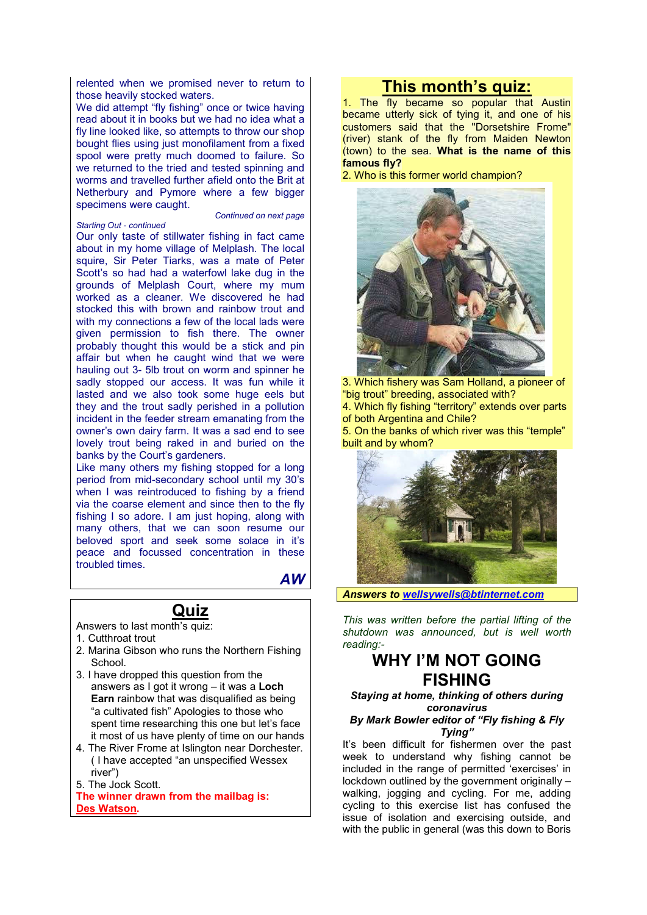relented when we promised never to return to those heavily stocked waters.

We did attempt "fly fishing" once or twice having read about it in books but we had no idea what a fly line looked like, so attempts to throw our shop bought flies using just monofilament from a fixed spool were pretty much doomed to failure. So we returned to the tried and tested spinning and worms and travelled further afield onto the Brit at Netherbury and Pymore where a few bigger specimens were caught.

*Continued on next page*

*Starting Out - continued*

Our only taste of stillwater fishing in fact came about in my home village of Melplash. The local squire, Sir Peter Tiarks, was a mate of Peter Scott's so had had a waterfowl lake dug in the grounds of Melplash Court, where my mum worked as a cleaner. We discovered he had stocked this with brown and rainbow trout and with my connections a few of the local lads were given permission to fish there. The owner probably thought this would be a stick and pin affair but when he caught wind that we were hauling out 3- 5lb trout on worm and spinner he sadly stopped our access. It was fun while it lasted and we also took some huge eels but they and the trout sadly perished in a pollution incident in the feeder stream emanating from the owner's own dairy farm. It was a sad end to see lovely trout being raked in and buried on the banks by the Court's gardeners.

Like many others my fishing stopped for a long period from mid-secondary school until my 30's when I was reintroduced to fishing by a friend via the coarse element and since then to the fly fishing I so adore. I am just hoping, along with many others, that we can soon resume our beloved sport and seek some solace in it's peace and focussed concentration in these troubled times.

***AW***

## Quiz

Answers to last month's quiz:

1. Cutthroat trout
2. Marina Gibson who runs the Northern Fishing School.
3. I have dropped this question from the answers as I got it wrong – it was a **Loch Earn** rainbow that was disqualified as being "a cultivated fish" Apologies to those who spent time researching this one but let's face it most of us have plenty of time on our hands
4. The River Frome at Islington near Dorchester. ( I have accepted "an unspecified Wessex river")
5. The Jock Scott.

**The winner drawn from the mailbag is: Des Watson.**

## This month's quiz:

1. The fly became so popular that Austin became utterly sick of tying it, and one of his customers said that the "Dorsetshire Frome" (river) stank of the fly from Maiden Newton (town) to the sea. **What is the name of this famous fly?**
2. Who is this former world champion?
3. Which fishery was Sam Holland, a pioneer of "big trout" breeding, associated with?
4. Which fly fishing "territory" extends over parts of both Argentina and Chile?
5. On the banks of which river was this "temple" built and by whom?

***Answers to wellsywells@btinternet.com***

*This was written before the partial lifting of the shutdown was announced, but is well worth reading:-*

## WHY I'M NOT GOING FISHING

***Staying at home, thinking of others during coronavirus***

***By Mark Bowler editor of "Fly fishing & Fly Tying"***

It's been difficult for fishermen over the past week to understand why fishing cannot be included in the range of permitted 'exercises' in lockdown outlined by the government originally – walking, jogging and cycling. For me, adding cycling to this exercise list has confused the issue of isolation and exercising outside, and with the public in general (was this down to Boris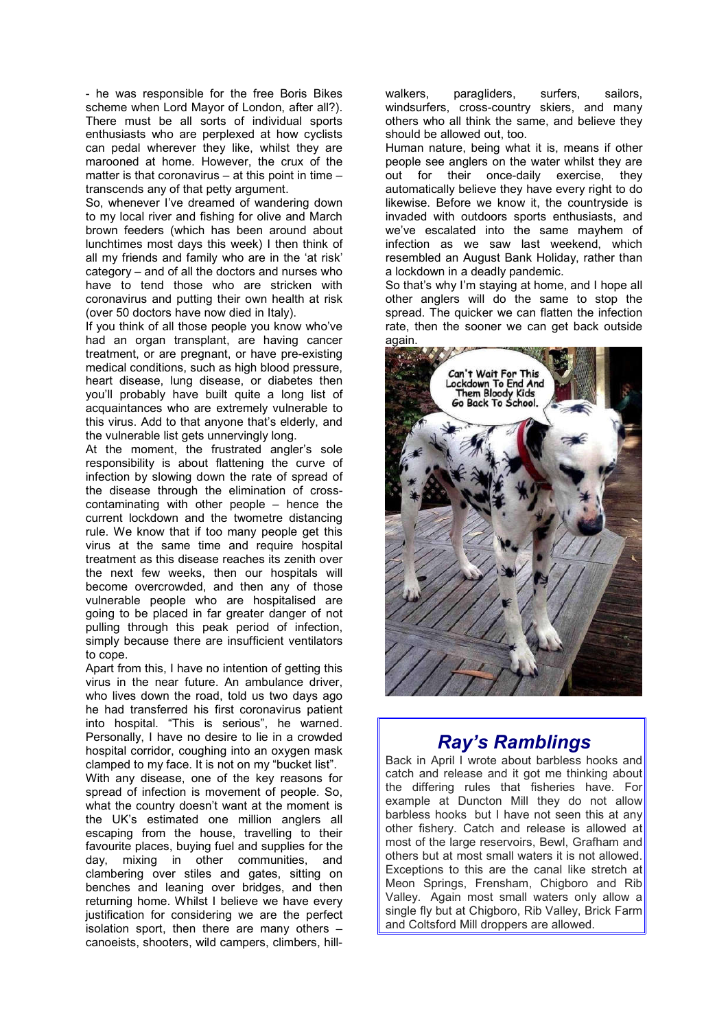- he was responsible for the free Boris Bikes scheme when Lord Mayor of London, after all?). There must be all sorts of individual sports enthusiasts who are perplexed at how cyclists can pedal wherever they like, whilst they are marooned at home. However, the crux of the matter is that coronavirus – at this point in time – transcends any of that petty argument.

So, whenever I've dreamed of wandering down to my local river and fishing for olive and March brown feeders (which has been around about lunchtimes most days this week) I then think of all my friends and family who are in the 'at risk' category – and of all the doctors and nurses who have to tend those who are stricken with coronavirus and putting their own health at risk (over 50 doctors have now died in Italy).

If you think of all those people you know who've had an organ transplant, are having cancer treatment, or are pregnant, or have pre-existing medical conditions, such as high blood pressure, heart disease, lung disease, or diabetes then you'll probably have built quite a long list of acquaintances who are extremely vulnerable to this virus. Add to that anyone that's elderly, and the vulnerable list gets unnervingly long.

At the moment, the frustrated angler's sole responsibility is about flattening the curve of infection by slowing down the rate of spread of the disease through the elimination of cross-contaminating with other people – hence the current lockdown and the twometre distancing rule. We know that if too many people get this virus at the same time and require hospital treatment as this disease reaches its zenith over the next few weeks, then our hospitals will become overcrowded, and then any of those vulnerable people who are hospitalised are going to be placed in far greater danger of not pulling through this peak period of infection, simply because there are insufficient ventilators to cope.

Apart from this, I have no intention of getting this virus in the near future. An ambulance driver, who lives down the road, told us two days ago he had transferred his first coronavirus patient into hospital. "This is serious", he warned. Personally, I have no desire to lie in a crowded hospital corridor, coughing into an oxygen mask clamped to my face. It is not on my "bucket list".

With any disease, one of the key reasons for spread of infection is movement of people. So, what the country doesn't want at the moment is the UK's estimated one million anglers all escaping from the house, travelling to their favourite places, buying fuel and supplies for the day, mixing in other communities, and clambering over stiles and gates, sitting on benches and leaning over bridges, and then returning home. Whilst I believe we have every justification for considering we are the perfect isolation sport, then there are many others – canoeists, shooters, wild campers, climbers, hill-walkers, paragliders, surfers, sailors, windsurfers, cross-country skiers, and many others who all think the same, and believe they should be allowed out, too.

Human nature, being what it is, means if other people see anglers on the water whilst they are out for their once-daily exercise, they automatically believe they have every right to do likewise. Before we know it, the countryside is invaded with outdoors sports enthusiasts, and we've escalated into the same mayhem of infection as we saw last weekend, which resembled an August Bank Holiday, rather than a lockdown in a deadly pandemic.

So that's why I'm staying at home, and I hope all other anglers will do the same to stop the spread. The quicker we can flatten the infection rate, then the sooner we can get back outside again.

## *Ray's Ramblings*

Back in April I wrote about barbless hooks and catch and release and it got me thinking about the differing rules that fisheries have. For example at Duncton Mill they do not allow barbless hooks but I have not seen this at any other fishery. Catch and release is allowed at most of the large reservoirs, Bewl, Grafham and others but at most small waters it is not allowed. Exceptions to this are the canal like stretch at Meon Springs, Frensham, Chigboro and Rib Valley. Again most small waters only allow a single fly but at Chigboro, Rib Valley, Brick Farm and Coltsford Mill droppers are allowed.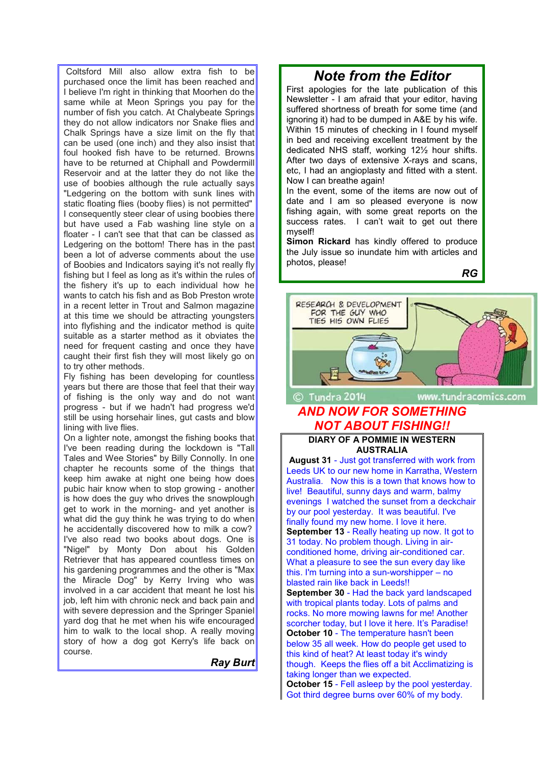Coltsford Mill also allow extra fish to be purchased once the limit has been reached and I believe I'm right in thinking that Moorhen do the same while at Meon Springs you pay for the number of fish you catch. At Chalybeate Springs they do not allow indicators nor Snake flies and Chalk Springs have a size limit on the fly that can be used (one inch) and they also insist that foul hooked fish have to be returned. Browns have to be returned at Chiphall and Powdermill Reservoir and at the latter they do not like the use of boobies although the rule actually says "Ledgering on the bottom with sunk lines with static floating flies (booby flies) is not permitted" I consequently steer clear of using boobies there but have used a Fab washing line style on a floater - I can't see that that can be classed as Ledgering on the bottom! There has in the past been a lot of adverse comments about the use of Boobies and Indicators saying it's not really fly fishing but I feel as long as it's within the rules of the fishery it's up to each individual how he wants to catch his fish and as Bob Preston wrote in a recent letter in Trout and Salmon magazine at this time we should be attracting youngsters into flyfishing and the indicator method is quite suitable as a starter method as it obviates the need for frequent casting and once they have caught their first fish they will most likely go on to try other methods.

Fly fishing has been developing for countless years but there are those that feel that their way of fishing is the only way and do not want progress - but if we hadn't had progress we'd still be using horsehair lines, gut casts and blow lining with live flies.

On a lighter note, amongst the fishing books that I've been reading during the lockdown is "Tall Tales and Wee Stories" by Billy Connolly. In one chapter he recounts some of the things that keep him awake at night one being how does pubic hair know when to stop growing - another is how does the guy who drives the snowplough get to work in the morning- and yet another is what did the guy think he was trying to do when he accidentally discovered how to milk a cow? I've also read two books about dogs. One is "Nigel" by Monty Don about his Golden Retriever that has appeared countless times on his gardening programmes and the other is "Max the Miracle Dog" by Kerry Irving who was involved in a car accident that meant he lost his job, left him with chronic neck and back pain and with severe depression and the Springer Spaniel yard dog that he met when his wife encouraged him to walk to the local shop. A really moving story of how a dog got Kerry's life back on course.

***Ray Burt***

## Note from the Editor

First apologies for the late publication of this Newsletter - I am afraid that your editor, having suffered shortness of breath for some time (and ignoring it) had to be dumped in A&E by his wife. Within 15 minutes of checking in I found myself in bed and receiving excellent treatment by the dedicated NHS staff, working 12½ hour shifts. After two days of extensive X-rays and scans, etc, I had an angioplasty and fitted with a stent. Now I can breathe again!

In the event, some of the items are now out of date and I am so pleased everyone is now fishing again, with some great reports on the success rates. I can't wait to get out there myself!

**Simon Rickard** has kindly offered to produce the July issue so inundate him with articles and photos, please!

***RG***

RESEARCH & DEVELOPMENT FOR THE GUY WHO TIES HIS OWN FLIES

© Tundra 2014 www.tundracomics.com

## AND NOW FOR SOMETHING NOT ABOUT FISHING!!

### DIARY OF A POMMIE IN WESTERN AUSTRALIA

**August 31** - Just got transferred with work from Leeds UK to our new home in Karratha, Western Australia. Now this is a town that knows how to live! Beautiful, sunny days and warm, balmy evenings I watched the sunset from a deckchair by our pool yesterday. It was beautiful. I've finally found my new home. I love it here.

**September 13** - Really heating up now. It got to 31 today. No problem though. Living in air-conditioned home, driving air-conditioned car. What a pleasure to see the sun every day like this. I'm turning into a sun-worshipper – no blasted rain like back in Leeds!!

**September 30** - Had the back yard landscaped with tropical plants today. Lots of palms and rocks. No more mowing lawns for me! Another scorcher today, but I love it here. It's Paradise!

**October 10** - The temperature hasn't been below 35 all week. How do people get used to this kind of heat? At least today it's windy though. Keeps the flies off a bit Acclimatizing is taking longer than we expected.

**October 15** - Fell asleep by the pool yesterday. Got third degree burns over 60% of my body.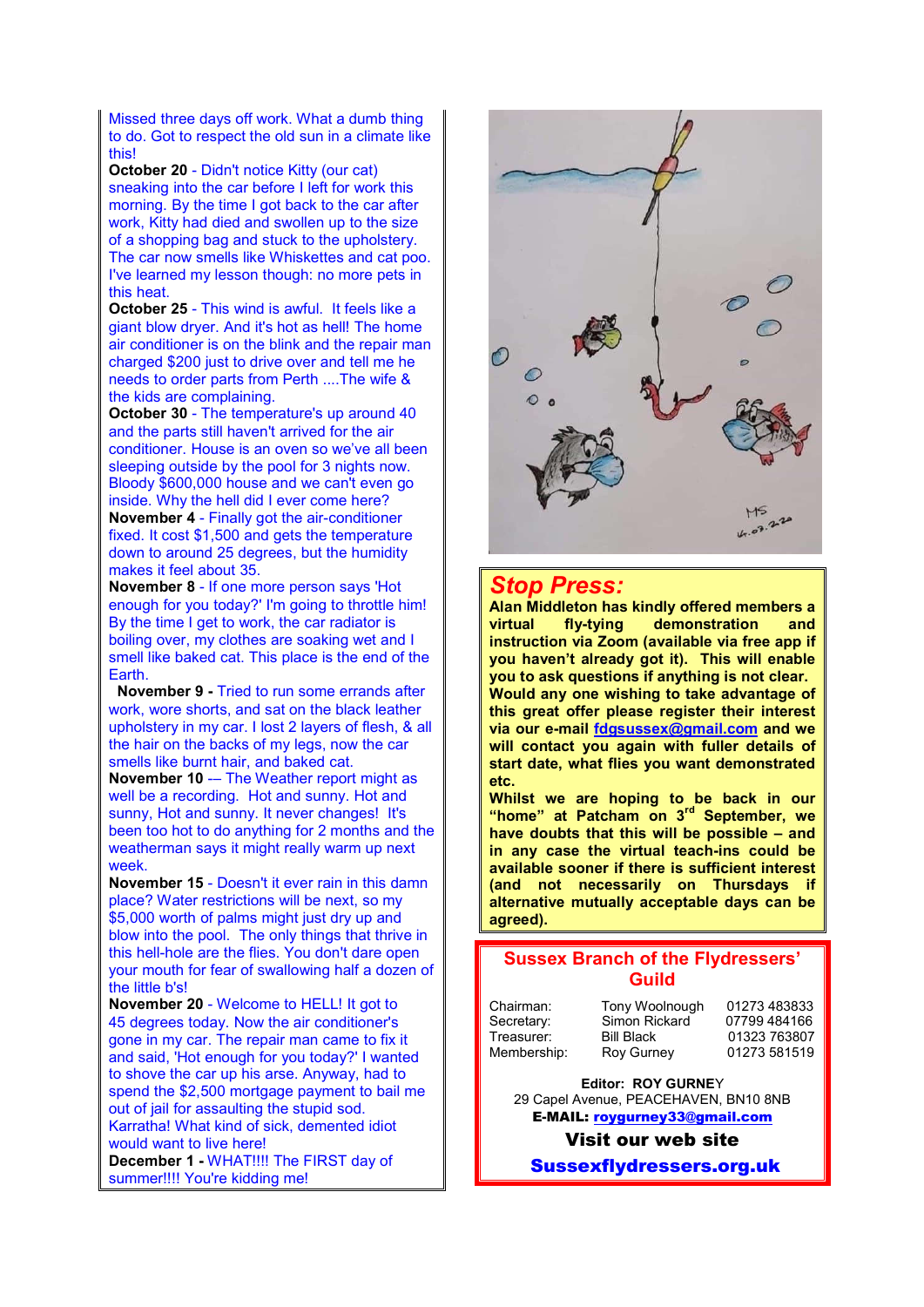Missed three days off work. What a dumb thing to do. Got to respect the old sun in a climate like this!

**October 20** - Didn't notice Kitty (our cat) sneaking into the car before I left for work this morning. By the time I got back to the car after work, Kitty had died and swollen up to the size of a shopping bag and stuck to the upholstery. The car now smells like Whiskettes and cat poo. I've learned my lesson though: no more pets in this heat.

**October 25** - This wind is awful. It feels like a giant blow dryer. And it's hot as hell! The home air conditioner is on the blink and the repair man charged $200 just to drive over and tell me he needs to order parts from Perth ....The wife & the kids are complaining.

**October 30** - The temperature's up around 40 and the parts still haven't arrived for the air conditioner. House is an oven so we've all been sleeping outside by the pool for 3 nights now. Bloody $600,000 house and we can't even go inside. Why the hell did I ever come here?

**November 4** - Finally got the air-conditioner fixed. It cost $1,500 and gets the temperature down to around 25 degrees, but the humidity makes it feel about 35.

**November 8** - If one more person says 'Hot enough for you today?' I'm going to throttle him! By the time I get to work, the car radiator is boiling over, my clothes are soaking wet and I smell like baked cat. This place is the end of the Earth.

**November 9 -** Tried to run some errands after work, wore shorts, and sat on the black leather upholstery in my car. I lost 2 layers of flesh, & all the hair on the backs of my legs, now the car smells like burnt hair, and baked cat.

**November 10** -– The Weather report might as well be a recording. Hot and sunny. Hot and sunny, Hot and sunny. It never changes! It's been too hot to do anything for 2 months and the weatherman says it might really warm up next week.

**November 15** - Doesn't it ever rain in this damn place? Water restrictions will be next, so my $5,000 worth of palms might just dry up and blow into the pool. The only things that thrive in this hell-hole are the flies. You don't dare open your mouth for fear of swallowing half a dozen of the little b's!

**November 20** - Welcome to HELL! It got to 45 degrees today. Now the air conditioner's gone in my car. The repair man came to fix it and said, 'Hot enough for you today?' I wanted to shove the car up his arse. Anyway, had to spend the $2,500 mortgage payment to bail me out of jail for assaulting the stupid sod. Karratha! What kind of sick, demented idiot would want to live here!

**December 1 -** WHAT!!!! The FIRST day of summer!!!! You're kidding me!

## *Stop Press:*

**Alan Middleton has kindly offered members a virtual fly-tying demonstration and instruction via Zoom (available via free app if you haven't already got it). This will enable you to ask questions if anything is not clear. Would any one wishing to take advantage of this great offer please register their interest via our e-mail fdgsussex@gmail.com and we will contact you again with fuller details of start date, what flies you want demonstrated etc.**

**Whilst we are hoping to be back in our "home" at Patcham on 3rd September, we have doubts that this will be possible – and in any case the virtual teach-ins could be available sooner if there is sufficient interest (and not necessarily on Thursdays if alternative mutually acceptable days can be agreed).**

## Sussex Branch of the Flydressers' Guild

| | | |
|---|---|---|
| Chairman: | Tony Woolnough | 01273 483833 |
| Secretary: | Simon Rickard | 07799 484166 |
| Treasurer: | Bill Black | 01323 763807 |
| Membership: | Roy Gurney | 01273 581519 |

**Editor: ROY GURNEY**
29 Capel Avenue, PEACEHAVEN, BN10 8NB
**E-MAIL: roygurney33@gmail.com**

**Visit our web site**

**Sussexflydressers.org.uk**